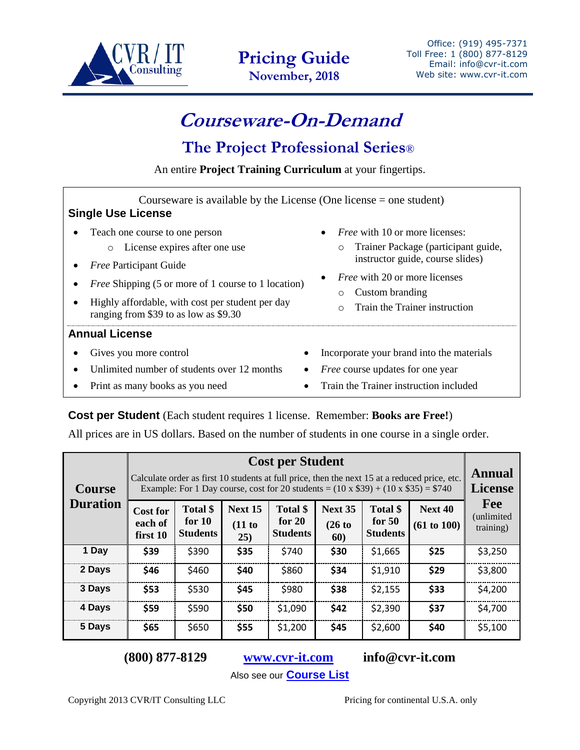CVR / IT Consulting

# Pricing Guide
**November, 2018**

Office: (919) 495-7371
Toll Free: 1 (800) 877-8129
Email: info@cvr-it.com
Web site: www.cvr-it.com

# *Courseware-On-Demand*

## The Project Professional Series®

An entire **Project Training Curriculum** at your fingertips.

Courseware is available by the License (One license = one student)

### Single Use License

- Teach one course to one person
  - License expires after one use
- *Free* Participant Guide
- *Free* Shipping (5 or more of 1 course to 1 location)
- Highly affordable, with cost per student per day ranging from $39 to as low as $9.30
- *Free* with 10 or more licenses:
  - Trainer Package (participant guide, instructor guide, course slides)
- *Free* with 20 or more licenses
  - Custom branding
  - Train the Trainer instruction

### Annual License

- Gives you more control
- Unlimited number of students over 12 months
- Print as many books as you need
- Incorporate your brand into the materials
- *Free* course updates for one year
- Train the Trainer instruction included

**Cost per Student** (Each student requires 1 license. Remember: **Books are Free!**)

All prices are in US dollars. Based on the number of students in one course in a single order.

| Course Duration | Cost per Student — Calculate order as first 10 students at full price, then the next 15 at a reduced price, etc. Example: For 1 Day course, cost for 20 students = (10 x $39) + (10 x $35) = $740 | | | | | | | Annual License Fee (unlimited training) |
|---|---|---|---|---|---|---|---|---|
| | Cost for each of first 10 | Total $ for 10 Students | Next 15 (11 to 25) | Total $ for 20 Students | Next 35 (26 to 60) | Total $ for 50 Students | Next 40 (61 to 100) | |
| 1 Day | **$39** | $390 | **$35** | $740 | **$30** | $1,665 | **$25** | $3,250 |
| 2 Days | **$46** | $460 | **$40** | $860 | **$34** | $1,910 | **$29** | $3,800 |
| 3 Days | **$53** | $530 | **$45** | $980 | **$38** | $2,155 | **$33** | $4,200 |
| 4 Days | **$59** | $590 | **$50** | $1,090 | **$42** | $2,390 | **$37** | $4,700 |
| 5 Days | **$65** | $650 | **$55** | $1,200 | **$45** | $2,600 | **$40** | $5,100 |

**(800) 877-8129** **www.cvr-it.com** **info@cvr-it.com**

Also see our **Course List**

Copyright 2013 CVR/IT Consulting LLC

Pricing for continental U.S.A. only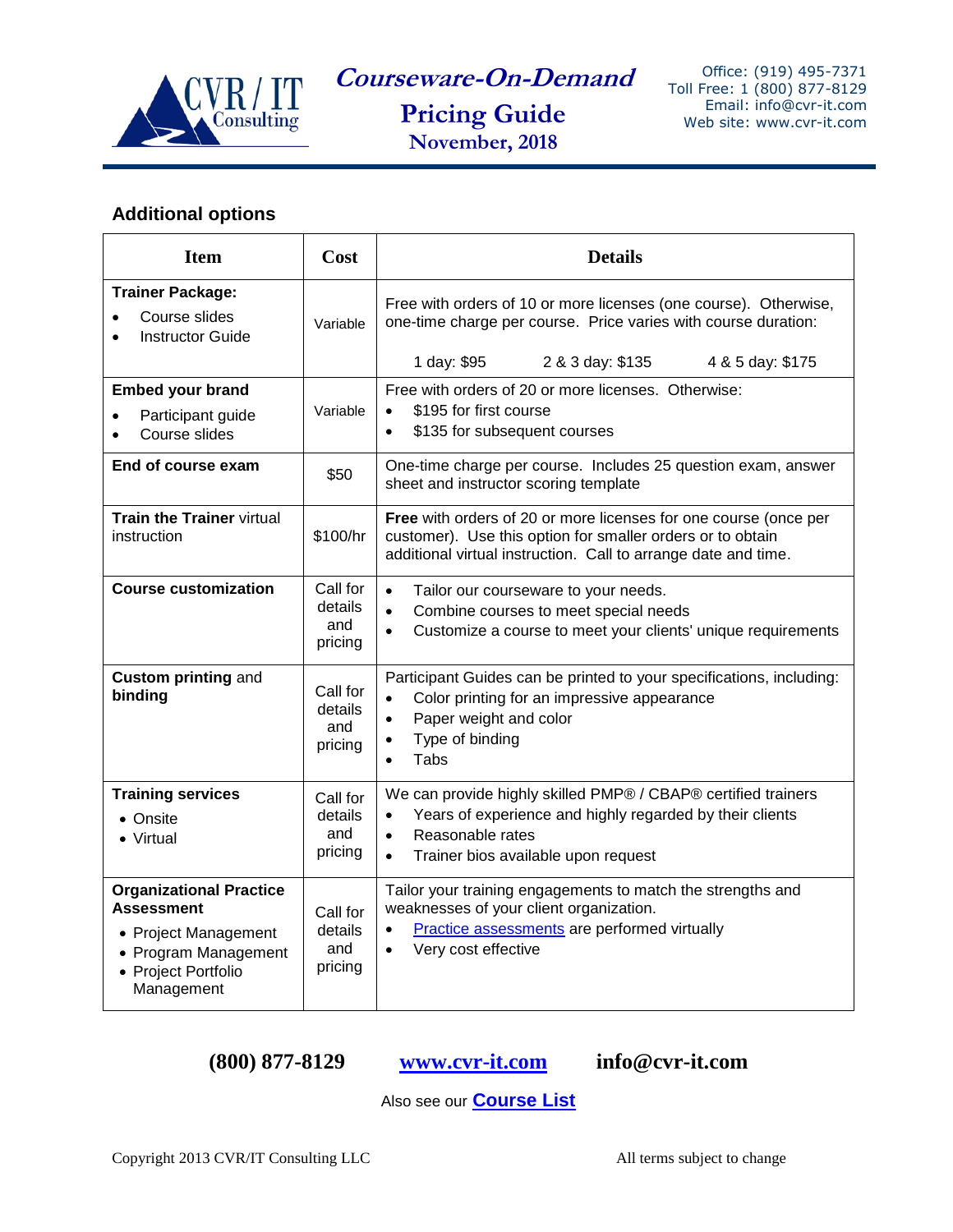## Additional options

| Item | Cost | Details |
|---|---|---|
| **Trainer Package:**<br>• Course slides<br>• Instructor Guide | Variable | Free with orders of 10 or more licenses (one course). Otherwise, one-time charge per course. Price varies with course duration:<br>1 day: $95 &nbsp;&nbsp; 2 & 3 day: $135 &nbsp;&nbsp; 4 & 5 day: $175 |
| **Embed your brand**<br>• Participant guide<br>• Course slides | Variable | Free with orders of 20 or more licenses. Otherwise:<br>• $195 for first course<br>• $135 for subsequent courses |
| **End of course exam** | $50 | One-time charge per course. Includes 25 question exam, answer sheet and instructor scoring template |
| **Train the Trainer** virtual instruction | $100/hr | **Free** with orders of 20 or more licenses for one course (once per customer). Use this option for smaller orders or to obtain additional virtual instruction. Call to arrange date and time. |
| **Course customization** | Call for details and pricing | • Tailor our courseware to your needs.<br>• Combine courses to meet special needs<br>• Customize a course to meet your clients' unique requirements |
| **Custom printing** and **binding** | Call for details and pricing | Participant Guides can be printed to your specifications, including:<br>• Color printing for an impressive appearance<br>• Paper weight and color<br>• Type of binding<br>• Tabs |
| **Training services**<br>• Onsite<br>• Virtual | Call for details and pricing | We can provide highly skilled PMP® / CBAP® certified trainers<br>• Years of experience and highly regarded by their clients<br>• Reasonable rates<br>• Trainer bios available upon request |
| **Organizational Practice Assessment**<br>• Project Management<br>• Program Management<br>• Project Portfolio Management | Call for details and pricing | Tailor your training engagements to match the strengths and weaknesses of your client organization.<br>• Practice assessments are performed virtually<br>• Very cost effective |

**(800) 877-8129** &nbsp;&nbsp;&nbsp; **www.cvr-it.com** &nbsp;&nbsp;&nbsp; **info@cvr-it.com**

Also see our **Course List**

Copyright 2013 CVR/IT Consulting LLC &nbsp;&nbsp;&nbsp; All terms subject to change